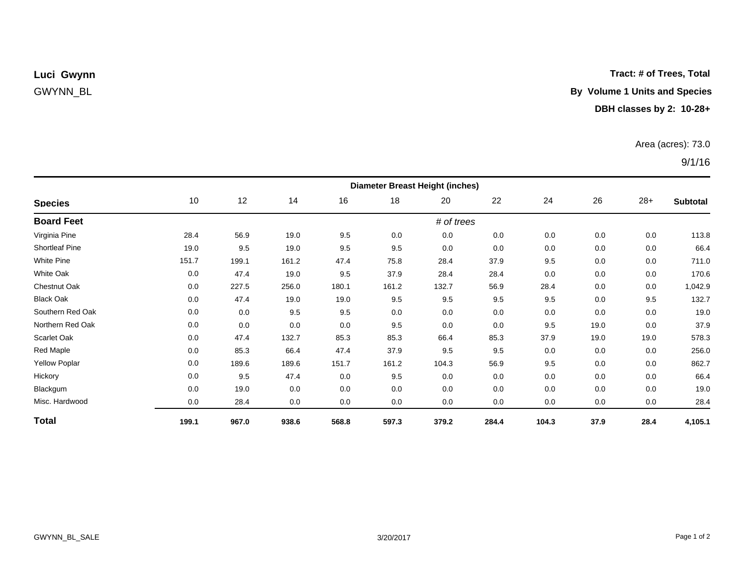**Luci Gwynn**

GWYNN_BL

**Tract: # of Trees, Total**

**By Volume 1 Units and Species**

**DBH classes by 2: 10-28+**

Area (acres): 73.0

9/1/16

| | Diameter Breast Height (inches) | | | | | | | | | | |
|---|---|---|---|---|---|---|---|---|---|---|---|
| **Species** | 10 | 12 | 14 | 16 | 18 | 20 | 22 | 24 | 26 | 28+ | **Subtotal** |
| **Board Feet** | | | | | | *# of trees* | | | | | |
| Virginia Pine | 28.4 | 56.9 | 19.0 | 9.5 | 0.0 | 0.0 | 0.0 | 0.0 | 0.0 | 0.0 | 113.8 |
| Shortleaf Pine | 19.0 | 9.5 | 19.0 | 9.5 | 9.5 | 0.0 | 0.0 | 0.0 | 0.0 | 0.0 | 66.4 |
| White Pine | 151.7 | 199.1 | 161.2 | 47.4 | 75.8 | 28.4 | 37.9 | 9.5 | 0.0 | 0.0 | 711.0 |
| White Oak | 0.0 | 47.4 | 19.0 | 9.5 | 37.9 | 28.4 | 28.4 | 0.0 | 0.0 | 0.0 | 170.6 |
| Chestnut Oak | 0.0 | 227.5 | 256.0 | 180.1 | 161.2 | 132.7 | 56.9 | 28.4 | 0.0 | 0.0 | 1,042.9 |
| Black Oak | 0.0 | 47.4 | 19.0 | 19.0 | 9.5 | 9.5 | 9.5 | 9.5 | 0.0 | 9.5 | 132.7 |
| Southern Red Oak | 0.0 | 0.0 | 9.5 | 9.5 | 0.0 | 0.0 | 0.0 | 0.0 | 0.0 | 0.0 | 19.0 |
| Northern Red Oak | 0.0 | 0.0 | 0.0 | 0.0 | 9.5 | 0.0 | 0.0 | 9.5 | 19.0 | 0.0 | 37.9 |
| Scarlet Oak | 0.0 | 47.4 | 132.7 | 85.3 | 85.3 | 66.4 | 85.3 | 37.9 | 19.0 | 19.0 | 578.3 |
| Red Maple | 0.0 | 85.3 | 66.4 | 47.4 | 37.9 | 9.5 | 9.5 | 0.0 | 0.0 | 0.0 | 256.0 |
| Yellow Poplar | 0.0 | 189.6 | 189.6 | 151.7 | 161.2 | 104.3 | 56.9 | 9.5 | 0.0 | 0.0 | 862.7 |
| Hickory | 0.0 | 9.5 | 47.4 | 0.0 | 9.5 | 0.0 | 0.0 | 0.0 | 0.0 | 0.0 | 66.4 |
| Blackgum | 0.0 | 19.0 | 0.0 | 0.0 | 0.0 | 0.0 | 0.0 | 0.0 | 0.0 | 0.0 | 19.0 |
| Misc. Hardwood | 0.0 | 28.4 | 0.0 | 0.0 | 0.0 | 0.0 | 0.0 | 0.0 | 0.0 | 0.0 | 28.4 |
| **Total** | **199.1** | **967.0** | **938.6** | **568.8** | **597.3** | **379.2** | **284.4** | **104.3** | **37.9** | **28.4** | **4,105.1** |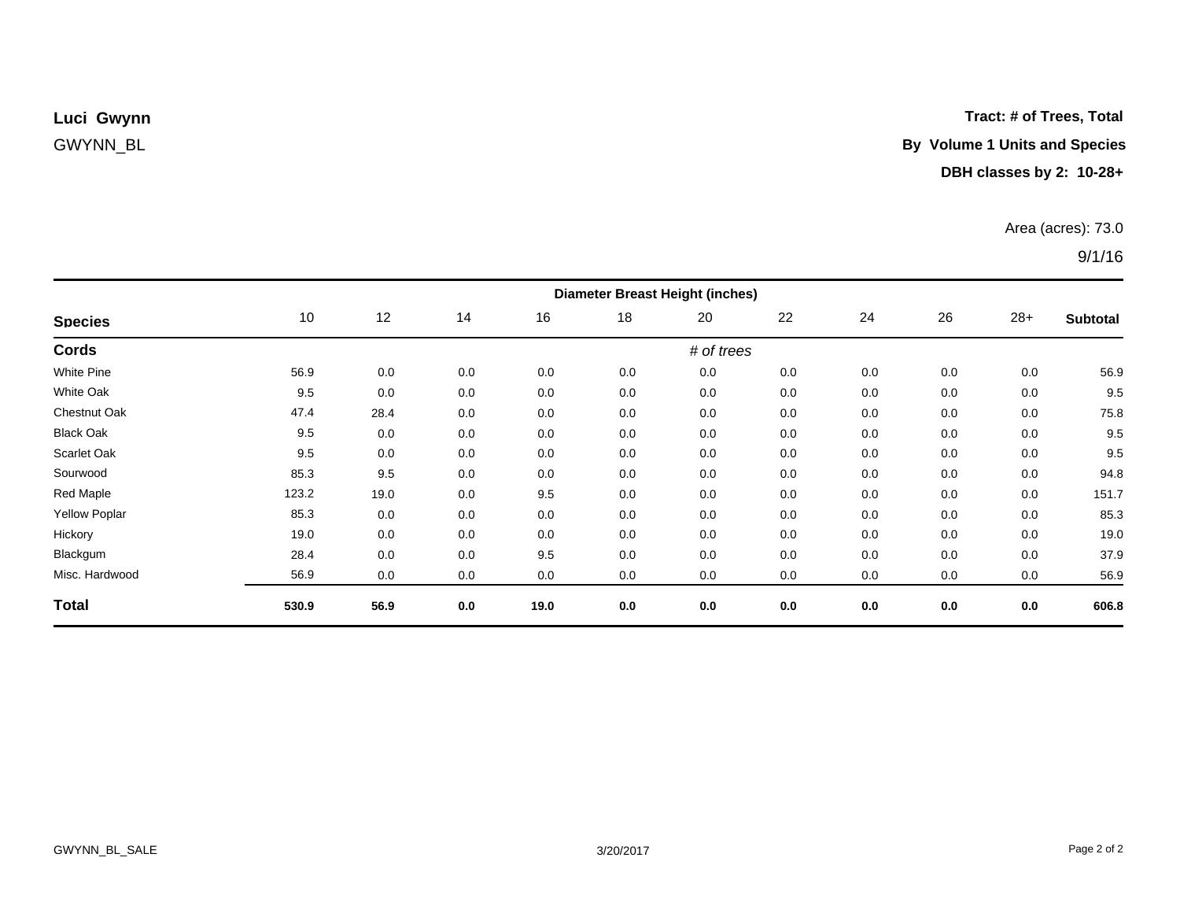**Luci Gwynn**

GWYNN_BL

**Tract: # of Trees, Total**

**By Volume 1 Units and Species**

**DBH classes by 2: 10-28+**

Area (acres): 73.0

9/1/16

| | Diameter Breast Height (inches) | | | | | | | | | | |
|---|---|---|---|---|---|---|---|---|---|---|---|
| **Species** | 10 | 12 | 14 | 16 | 18 | 20 | 22 | 24 | 26 | 28+ | **Subtotal** |
| **Cords** | | | | | | *# of trees* | | | | | |
| White Pine | 56.9 | 0.0 | 0.0 | 0.0 | 0.0 | 0.0 | 0.0 | 0.0 | 0.0 | 0.0 | 56.9 |
| White Oak | 9.5 | 0.0 | 0.0 | 0.0 | 0.0 | 0.0 | 0.0 | 0.0 | 0.0 | 0.0 | 9.5 |
| Chestnut Oak | 47.4 | 28.4 | 0.0 | 0.0 | 0.0 | 0.0 | 0.0 | 0.0 | 0.0 | 0.0 | 75.8 |
| Black Oak | 9.5 | 0.0 | 0.0 | 0.0 | 0.0 | 0.0 | 0.0 | 0.0 | 0.0 | 0.0 | 9.5 |
| Scarlet Oak | 9.5 | 0.0 | 0.0 | 0.0 | 0.0 | 0.0 | 0.0 | 0.0 | 0.0 | 0.0 | 9.5 |
| Sourwood | 85.3 | 9.5 | 0.0 | 0.0 | 0.0 | 0.0 | 0.0 | 0.0 | 0.0 | 0.0 | 94.8 |
| Red Maple | 123.2 | 19.0 | 0.0 | 9.5 | 0.0 | 0.0 | 0.0 | 0.0 | 0.0 | 0.0 | 151.7 |
| Yellow Poplar | 85.3 | 0.0 | 0.0 | 0.0 | 0.0 | 0.0 | 0.0 | 0.0 | 0.0 | 0.0 | 85.3 |
| Hickory | 19.0 | 0.0 | 0.0 | 0.0 | 0.0 | 0.0 | 0.0 | 0.0 | 0.0 | 0.0 | 19.0 |
| Blackgum | 28.4 | 0.0 | 0.0 | 9.5 | 0.0 | 0.0 | 0.0 | 0.0 | 0.0 | 0.0 | 37.9 |
| Misc. Hardwood | 56.9 | 0.0 | 0.0 | 0.0 | 0.0 | 0.0 | 0.0 | 0.0 | 0.0 | 0.0 | 56.9 |
| **Total** | **530.9** | **56.9** | **0.0** | **19.0** | **0.0** | **0.0** | **0.0** | **0.0** | **0.0** | **0.0** | **606.8** |

GWYNN_BL_SALE

3/20/2017